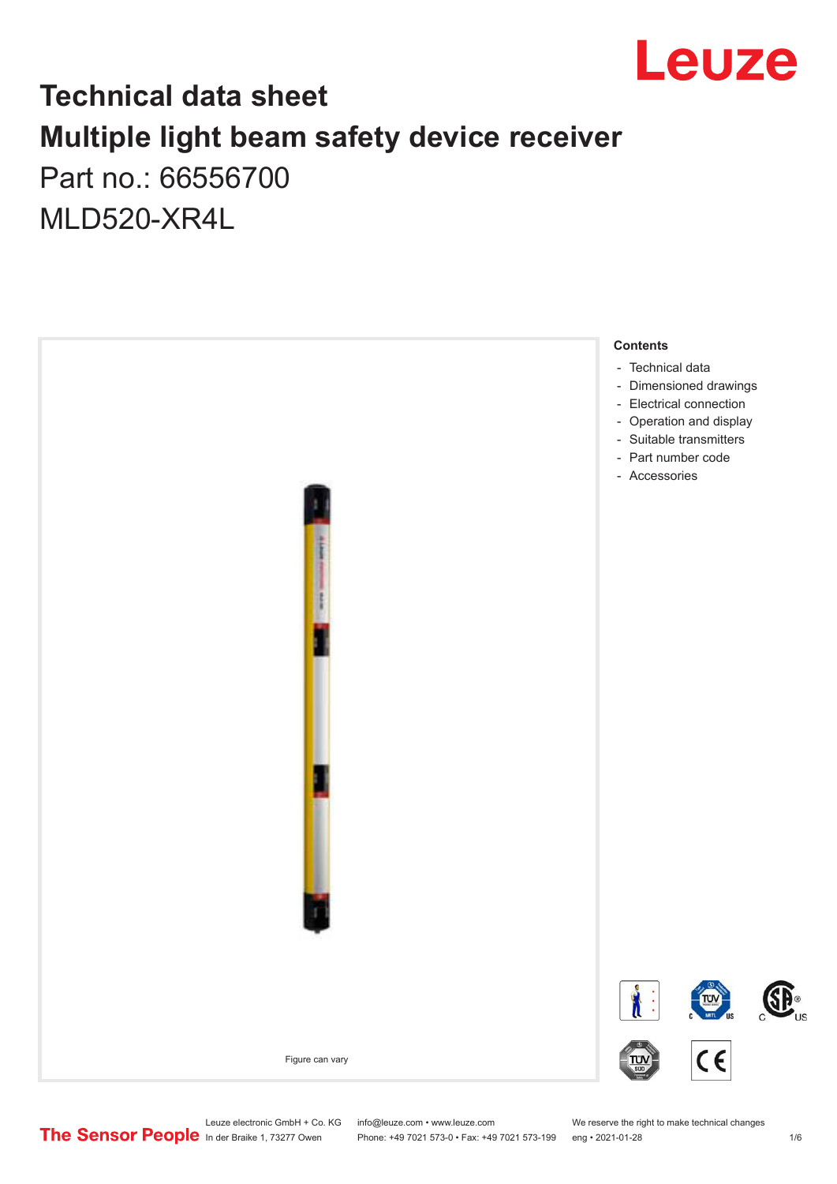# Technical data sheet

# Multiple light beam safety device receiver

Part no.: 66556700

MLD520-XR4L

Figure can vary

**Contents**

- Technical data
- Dimensioned drawings
- Electrical connection
- Operation and display
- Suitable transmitters
- Part number code
- Accessories

Leuze electronic GmbH + Co. KG
In der Braike 1, 73277 Owen

info@leuze.com • www.leuze.com
Phone: +49 7021 573-0 • Fax: +49 7021 573-199

We reserve the right to make technical changes
eng • 2021-01-28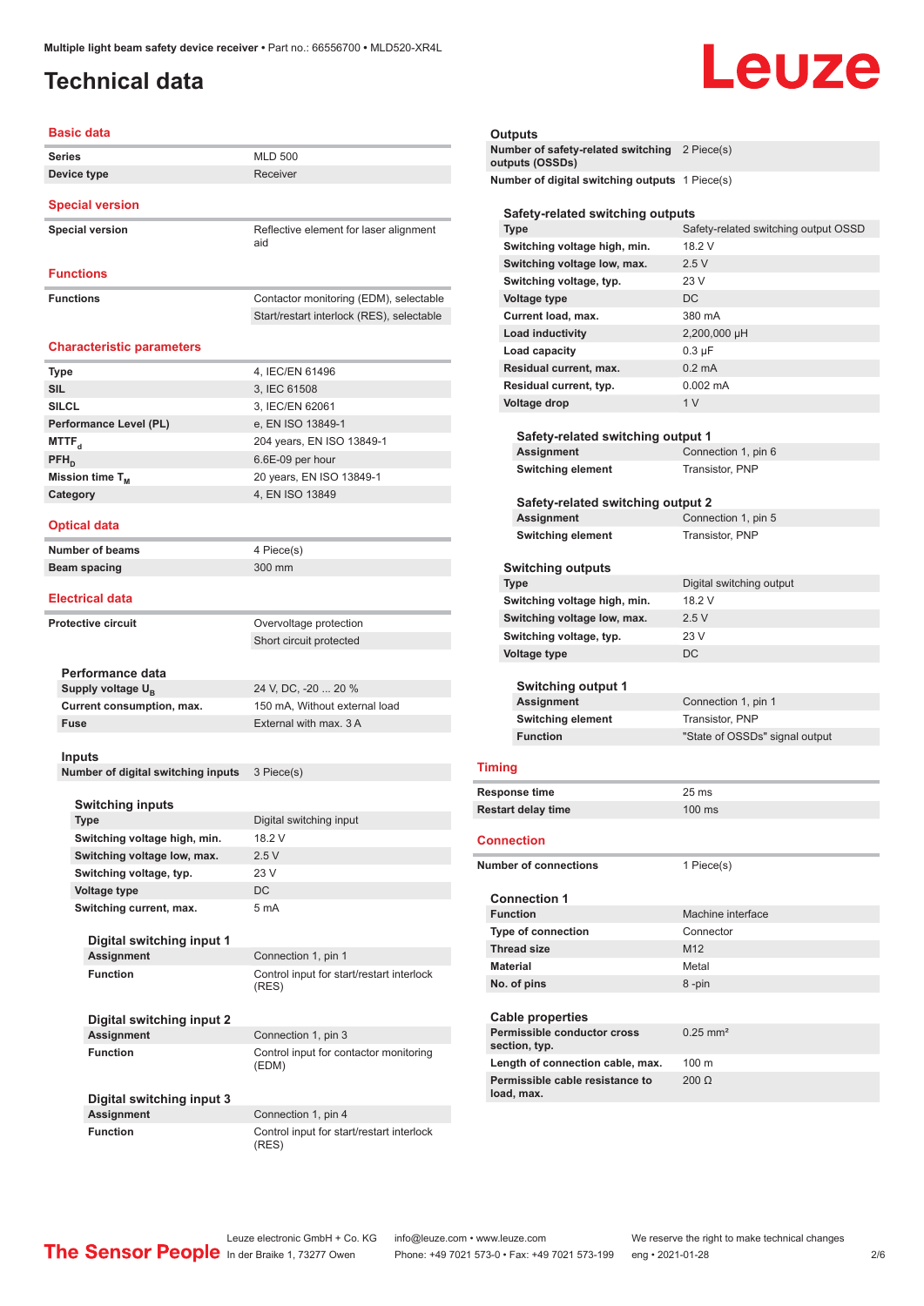Multiple light beam safety device receiver • Part no.: 66556700 • MLD520-XR4L

# Technical data

## Basic data

| | |
|---|---|
| Series | MLD 500 |
| Device type | Receiver |

## Special version

| | |
|---|---|
| Special version | Reflective element for laser alignment aid |

## Functions

| | |
|---|---|
| Functions | Contactor monitoring (EDM), selectable |
| | Start/restart interlock (RES), selectable |

## Characteristic parameters

| | |
|---|---|
| Type | 4, IEC/EN 61496 |
| SIL | 3, IEC 61508 |
| SILCL | 3, IEC/EN 62061 |
| Performance Level (PL) | e, EN ISO 13849-1 |
| $MTTF_d$ | 204 years, EN ISO 13849-1 |
| $PFH_D$ | 6.6E-09 per hour |
| Mission time $T_M$ | 20 years, EN ISO 13849-1 |
| Category | 4, EN ISO 13849 |

## Optical data

| | |
|---|---|
| Number of beams | 4 Piece(s) |
| Beam spacing | 300 mm |

## Electrical data

| | |
|---|---|
| Protective circuit | Overvoltage protection |
| | Short circuit protected |

### Performance data

| | |
|---|---|
| Supply voltage $U_B$ | 24 V, DC, -20 ... 20 % |
| Current consumption, max. | 150 mA, Without external load |
| Fuse | External with max. 3 A |

### Inputs

| | |
|---|---|
| Number of digital switching inputs | 3 Piece(s) |

#### Switching inputs

| | |
|---|---|
| Type | Digital switching input |
| Switching voltage high, min. | 18.2 V |
| Switching voltage low, max. | 2.5 V |
| Switching voltage, typ. | 23 V |
| Voltage type | DC |
| Switching current, max. | 5 mA |

##### Digital switching input 1

| | |
|---|---|
| Assignment | Connection 1, pin 1 |
| Function | Control input for start/restart interlock (RES) |

##### Digital switching input 2

| | |
|---|---|
| Assignment | Connection 1, pin 3 |
| Function | Control input for contactor monitoring (EDM) |

##### Digital switching input 3

| | |
|---|---|
| Assignment | Connection 1, pin 4 |
| Function | Control input for start/restart interlock (RES) |

### Outputs

| | |
|---|---|
| Number of safety-related switching outputs (OSSDs) | 2 Piece(s) |
| Number of digital switching outputs | 1 Piece(s) |

#### Safety-related switching outputs

| | |
|---|---|
| Type | Safety-related switching output OSSD |
| Switching voltage high, min. | 18.2 V |
| Switching voltage low, max. | 2.5 V |
| Switching voltage, typ. | 23 V |
| Voltage type | DC |
| Current load, max. | 380 mA |
| Load inductivity | 2,200,000 µH |
| Load capacity | 0.3 µF |
| Residual current, max. | 0.2 mA |
| Residual current, typ. | 0.002 mA |
| Voltage drop | 1 V |

##### Safety-related switching output 1

| | |
|---|---|
| Assignment | Connection 1, pin 6 |
| Switching element | Transistor, PNP |

##### Safety-related switching output 2

| | |
|---|---|
| Assignment | Connection 1, pin 5 |
| Switching element | Transistor, PNP |

#### Switching outputs

| | |
|---|---|
| Type | Digital switching output |
| Switching voltage high, min. | 18.2 V |
| Switching voltage low, max. | 2.5 V |
| Switching voltage, typ. | 23 V |
| Voltage type | DC |

##### Switching output 1

| | |
|---|---|
| Assignment | Connection 1, pin 1 |
| Switching element | Transistor, PNP |
| Function | "State of OSSDs" signal output |

## Timing

| | |
|---|---|
| Response time | 25 ms |
| Restart delay time | 100 ms |

## Connection

| | |
|---|---|
| Number of connections | 1 Piece(s) |

### Connection 1

| | |
|---|---|
| Function | Machine interface |
| Type of connection | Connector |
| Thread size | M12 |
| Material | Metal |
| No. of pins | 8 -pin |

### Cable properties

| | |
|---|---|
| Permissible conductor cross section, typ. | 0.25 mm² |
| Length of connection cable, max. | 100 m |
| Permissible cable resistance to load, max. | 200 Ω |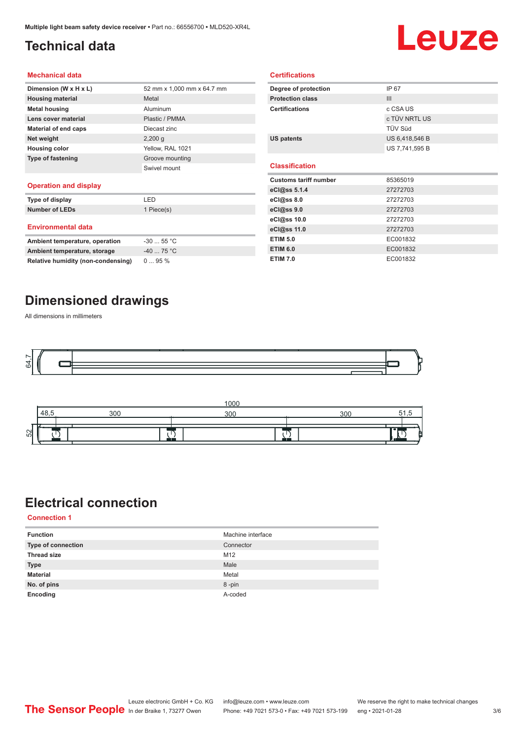# Technical data

## Mechanical data

| | |
|---|---|
| **Dimension (W x H x L)** | 52 mm x 1,000 mm x 64.7 mm |
| **Housing material** | Metal |
| **Metal housing** | Aluminum |
| **Lens cover material** | Plastic / PMMA |
| **Material of end caps** | Diecast zinc |
| **Net weight** | 2,200 g |
| **Housing color** | Yellow, RAL 1021 |
| **Type of fastening** | Groove mounting |
| | Swivel mount |

## Operation and display

| | |
|---|---|
| **Type of display** | LED |
| **Number of LEDs** | 1 Piece(s) |

## Environmental data

| | |
|---|---|
| **Ambient temperature, operation** | -30 ... 55 °C |
| **Ambient temperature, storage** | -40 ... 75 °C |
| **Relative humidity (non-condensing)** | 0 ... 95 % |

## Certifications

| | |
|---|---|
| **Degree of protection** | IP 67 |
| **Protection class** | III |
| **Certifications** | c CSA US |
| | c TÜV NRTL US |
| | TÜV Süd |
| **US patents** | US 6,418,546 B |
| | US 7,741,595 B |

## Classification

| | |
|---|---|
| **Customs tariff number** | 85365019 |
| **eCl@ss 5.1.4** | 27272703 |
| **eCl@ss 8.0** | 27272703 |
| **eCl@ss 9.0** | 27272703 |
| **eCl@ss 10.0** | 27272703 |
| **eCl@ss 11.0** | 27272703 |
| **ETIM 5.0** | EC001832 |
| **ETIM 6.0** | EC001832 |
| **ETIM 7.0** | EC001832 |

# Dimensioned drawings

All dimensions in millimeters

# Electrical connection

## Connection 1

| | |
|---|---|
| **Function** | Machine interface |
| **Type of connection** | Connector |
| **Thread size** | M12 |
| **Type** | Male |
| **Material** | Metal |
| **No. of pins** | 8 -pin |
| **Encoding** | A-coded |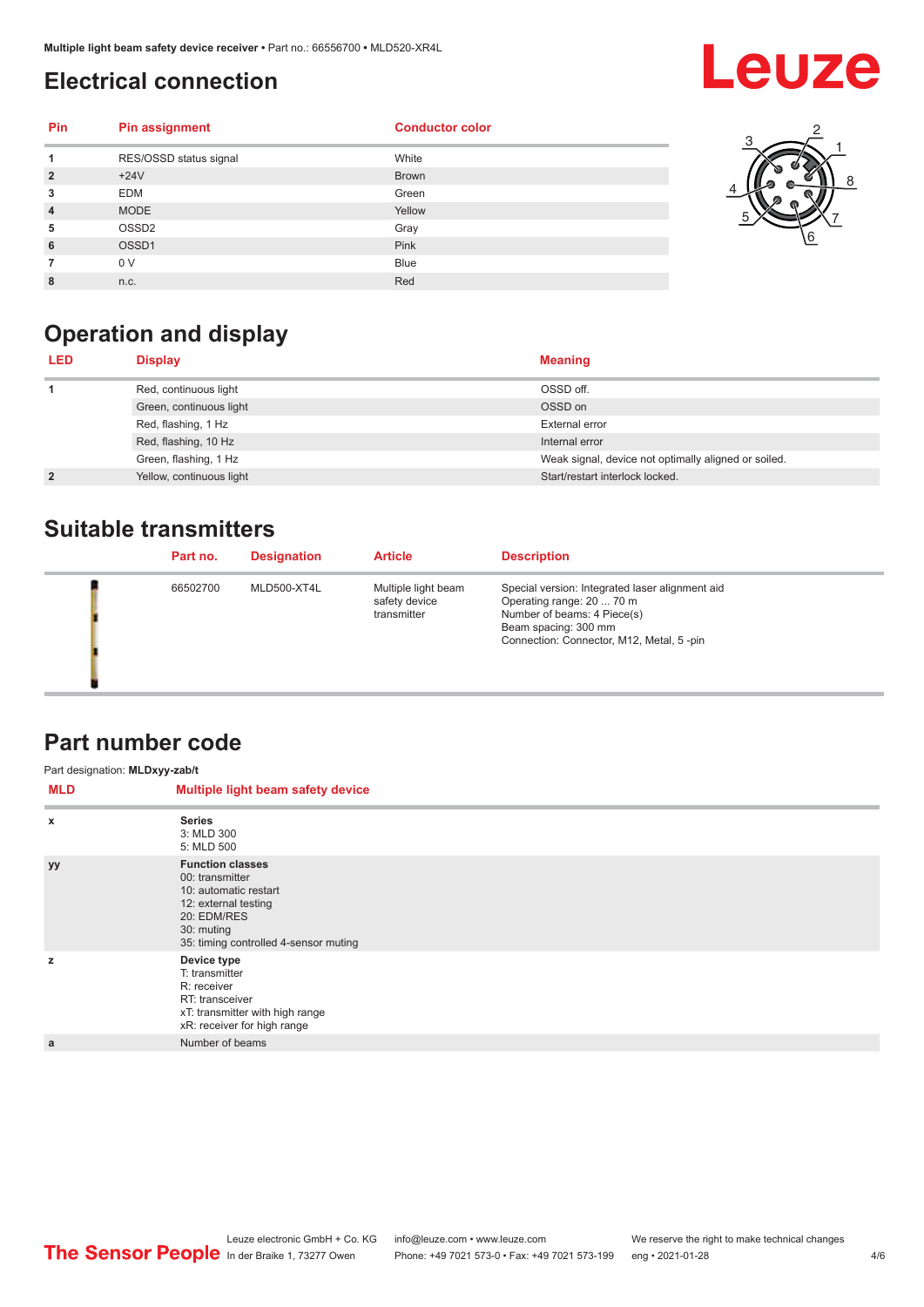## Electrical connection

| Pin | Pin assignment | Conductor color |
|---|---|---|
| 1 | RES/OSSD status signal | White |
| 2 | +24V | Brown |
| 3 | EDM | Green |
| 4 | MODE | Yellow |
| 5 | OSSD2 | Gray |
| 6 | OSSD1 | Pink |
| 7 | 0 V | Blue |
| 8 | n.c. | Red |

## Operation and display

| LED | Display | Meaning |
|---|---|---|
| 1 | Red, continuous light | OSSD off. |
| | Green, continuous light | OSSD on |
| | Red, flashing, 1 Hz | External error |
| | Red, flashing, 10 Hz | Internal error |
| | Green, flashing, 1 Hz | Weak signal, device not optimally aligned or soiled. |
| 2 | Yellow, continuous light | Start/restart interlock locked. |

## Suitable transmitters

| Part no. | Designation | Article | Description |
|---|---|---|---|
| 66502700 | MLD500-XT4L | Multiple light beam safety device transmitter | Special version: Integrated laser alignment aid<br>Operating range: 20 ... 70 m<br>Number of beams: 4 Piece(s)<br>Beam spacing: 300 mm<br>Connection: Connector, M12, Metal, 5 -pin |

## Part number code

Part designation: **MLDxyy-zab/t**

| MLD | Multiple light beam safety device |
|---|---|
| x | **Series**<br>3: MLD 300<br>5: MLD 500 |
| yy | **Function classes**<br>00: transmitter<br>10: automatic restart<br>12: external testing<br>20: EDM/RES<br>30: muting<br>35: timing controlled 4-sensor muting |
| z | **Device type**<br>T: transmitter<br>R: receiver<br>RT: transceiver<br>xT: transmitter with high range<br>xR: receiver for high range |
| a | Number of beams |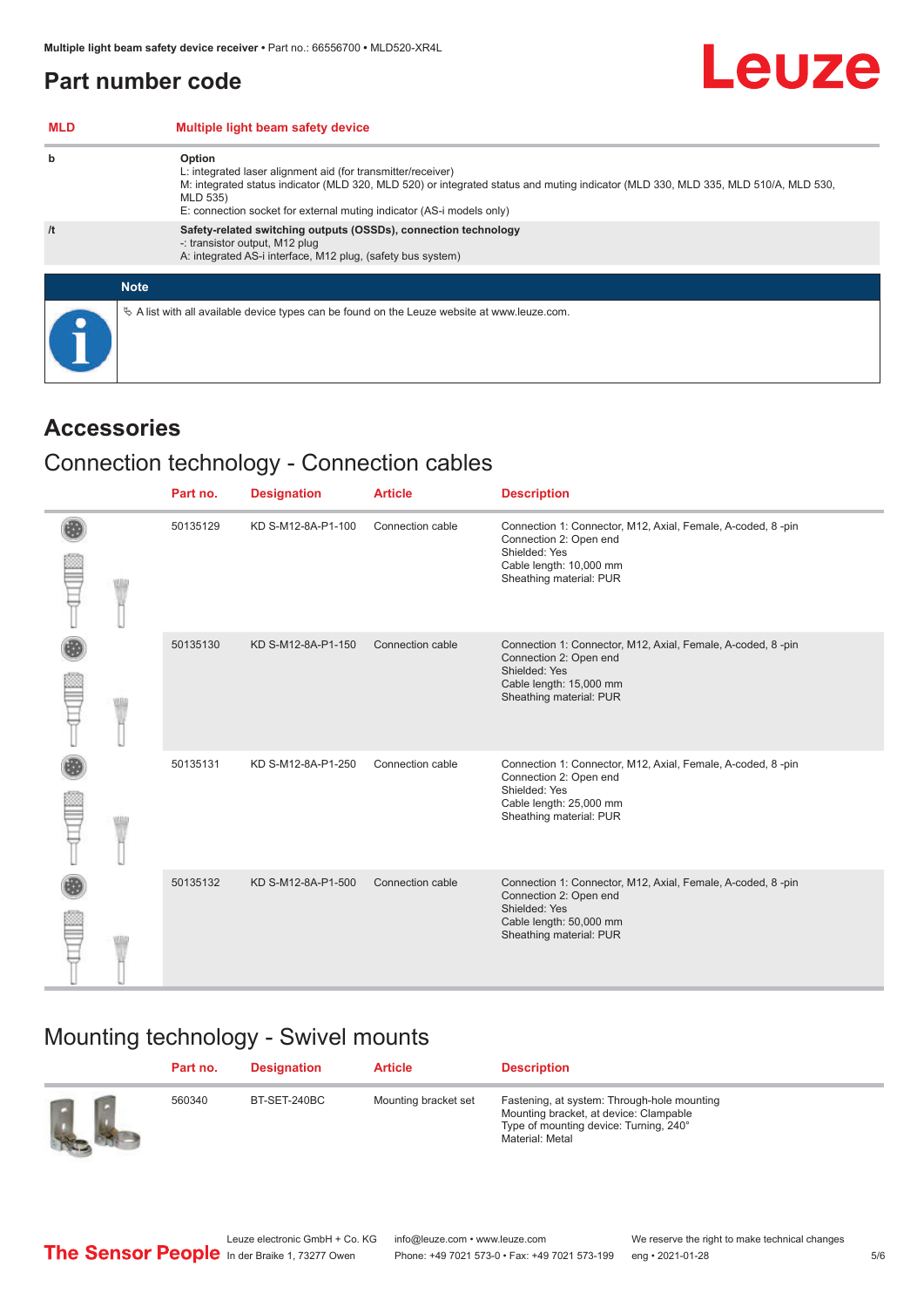# Part number code

| MLD | Multiple light beam safety device |
|---|---|
| b | **Option**<br>L: integrated laser alignment aid (for transmitter/receiver)<br>M: integrated status indicator (MLD 320, MLD 520) or integrated status and muting indicator (MLD 330, MLD 335, MLD 510/A, MLD 530, MLD 535)<br>E: connection socket for external muting indicator (AS-i models only) |
| /t | **Safety-related switching outputs (OSSDs), connection technology**<br>-: transistor output, M12 plug<br>A: integrated AS-i interface, M12 plug, (safety bus system) |

**Note**

A list with all available device types can be found on the Leuze website at www.leuze.com.

# Accessories

## Connection technology - Connection cables

| Part no. | Designation | Article | Description |
|---|---|---|---|
| 50135129 | KD S-M12-8A-P1-100 | Connection cable | Connection 1: Connector, M12, Axial, Female, A-coded, 8 -pin<br>Connection 2: Open end<br>Shielded: Yes<br>Cable length: 10,000 mm<br>Sheathing material: PUR |
| 50135130 | KD S-M12-8A-P1-150 | Connection cable | Connection 1: Connector, M12, Axial, Female, A-coded, 8 -pin<br>Connection 2: Open end<br>Shielded: Yes<br>Cable length: 15,000 mm<br>Sheathing material: PUR |
| 50135131 | KD S-M12-8A-P1-250 | Connection cable | Connection 1: Connector, M12, Axial, Female, A-coded, 8 -pin<br>Connection 2: Open end<br>Shielded: Yes<br>Cable length: 25,000 mm<br>Sheathing material: PUR |
| 50135132 | KD S-M12-8A-P1-500 | Connection cable | Connection 1: Connector, M12, Axial, Female, A-coded, 8 -pin<br>Connection 2: Open end<br>Shielded: Yes<br>Cable length: 50,000 mm<br>Sheathing material: PUR |

## Mounting technology - Swivel mounts

| Part no. | Designation | Article | Description |
|---|---|---|---|
| 560340 | BT-SET-240BC | Mounting bracket set | Fastening, at system: Through-hole mounting<br>Mounting bracket, at device: Clampable<br>Type of mounting device: Turning, 240°<br>Material: Metal |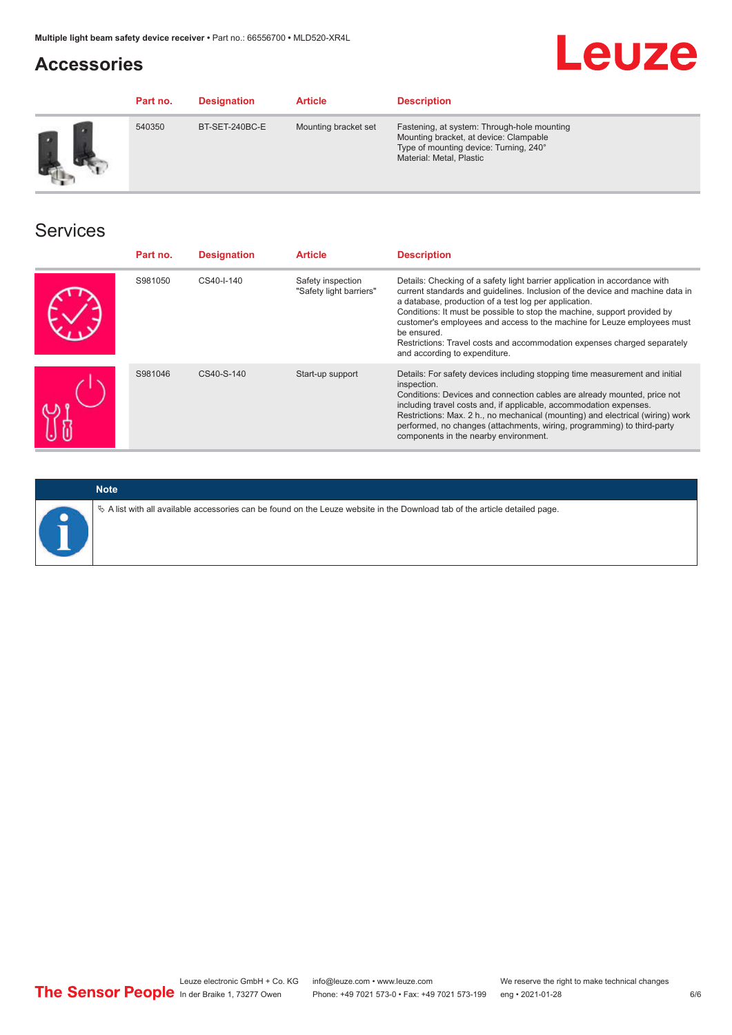## Accessories

| | Part no. | Designation | Article | Description |
|---|---|---|---|---|
| | 540350 | BT-SET-240BC-E | Mounting bracket set | Fastening, at system: Through-hole mounting<br>Mounting bracket, at device: Clampable<br>Type of mounting device: Turning, 240°<br>Material: Metal, Plastic |

## Services

| | Part no. | Designation | Article | Description |
|---|---|---|---|---|
| | S981050 | CS40-I-140 | Safety inspection "Safety light barriers" | Details: Checking of a safety light barrier application in accordance with current standards and guidelines. Inclusion of the device and machine data in a database, production of a test log per application.<br>Conditions: It must be possible to stop the machine, support provided by customer's employees and access to the machine for Leuze employees must be ensured.<br>Restrictions: Travel costs and accommodation expenses charged separately and according to expenditure. |
| | S981046 | CS40-S-140 | Start-up support | Details: For safety devices including stopping time measurement and initial inspection.<br>Conditions: Devices and connection cables are already mounted, price not including travel costs and, if applicable, accommodation expenses.<br>Restrictions: Max. 2 h., no mechanical (mounting) and electrical (wiring) work performed, no changes (attachments, wiring, programming) to third-party components in the nearby environment. |

**Note**

↳ A list with all available accessories can be found on the Leuze website in the Download tab of the article detailed page.